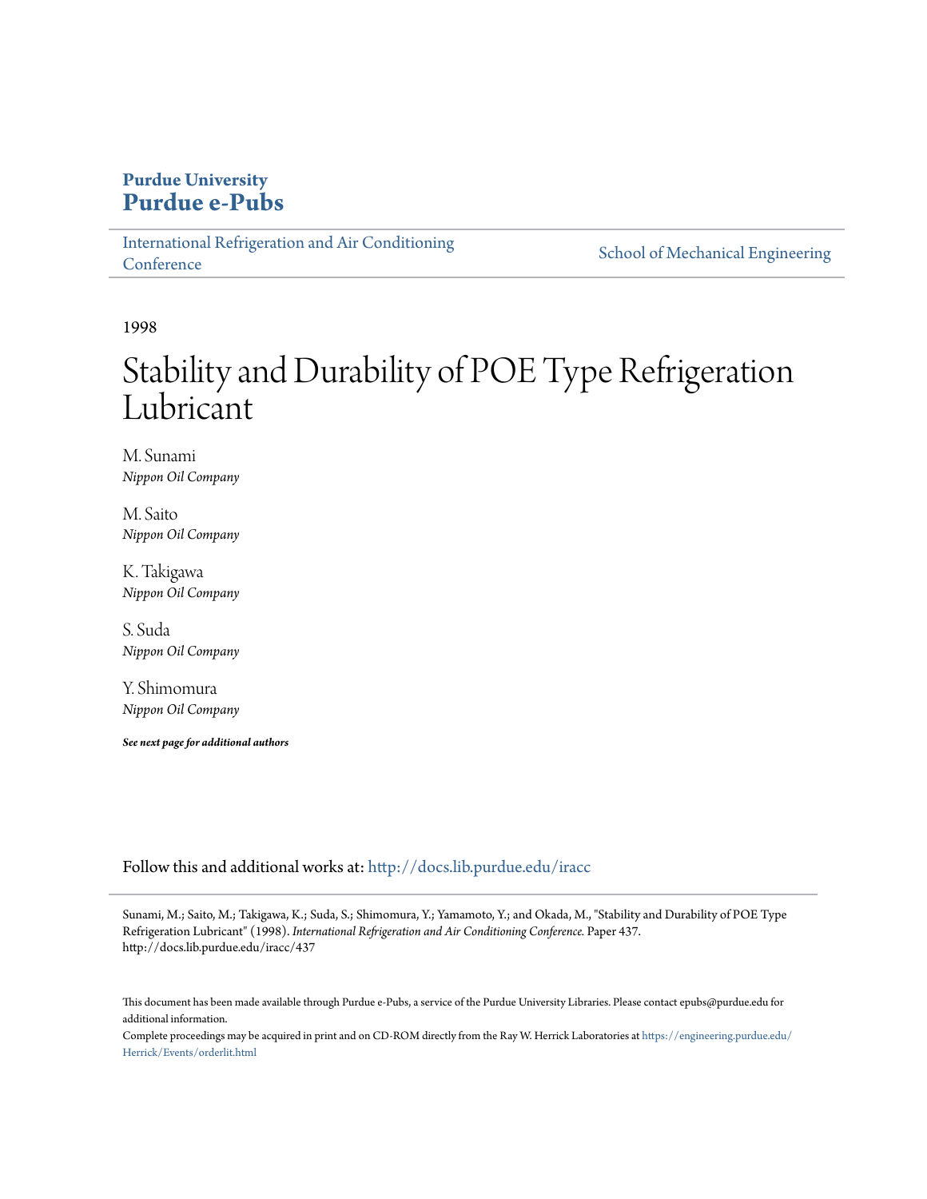**Purdue University**
**Purdue e-Pubs**

International Refrigeration and Air Conditioning Conference | School of Mechanical Engineering

1998

# Stability and Durability of POE Type Refrigeration Lubricant

M. Sunami
*Nippon Oil Company*

M. Saito
*Nippon Oil Company*

K. Takigawa
*Nippon Oil Company*

S. Suda
*Nippon Oil Company*

Y. Shimomura
*Nippon Oil Company*

***See next page for additional authors***

Follow this and additional works at: http://docs.lib.purdue.edu/iracc

Sunami, M.; Saito, M.; Takigawa, K.; Suda, S.; Shimomura, Y.; Yamamoto, Y.; and Okada, M., "Stability and Durability of POE Type Refrigeration Lubricant" (1998). *International Refrigeration and Air Conditioning Conference.* Paper 437.
http://docs.lib.purdue.edu/iracc/437

This document has been made available through Purdue e-Pubs, a service of the Purdue University Libraries. Please contact epubs@purdue.edu for additional information.

Complete proceedings may be acquired in print and on CD-ROM directly from the Ray W. Herrick Laboratories at https://engineering.purdue.edu/Herrick/Events/orderlit.html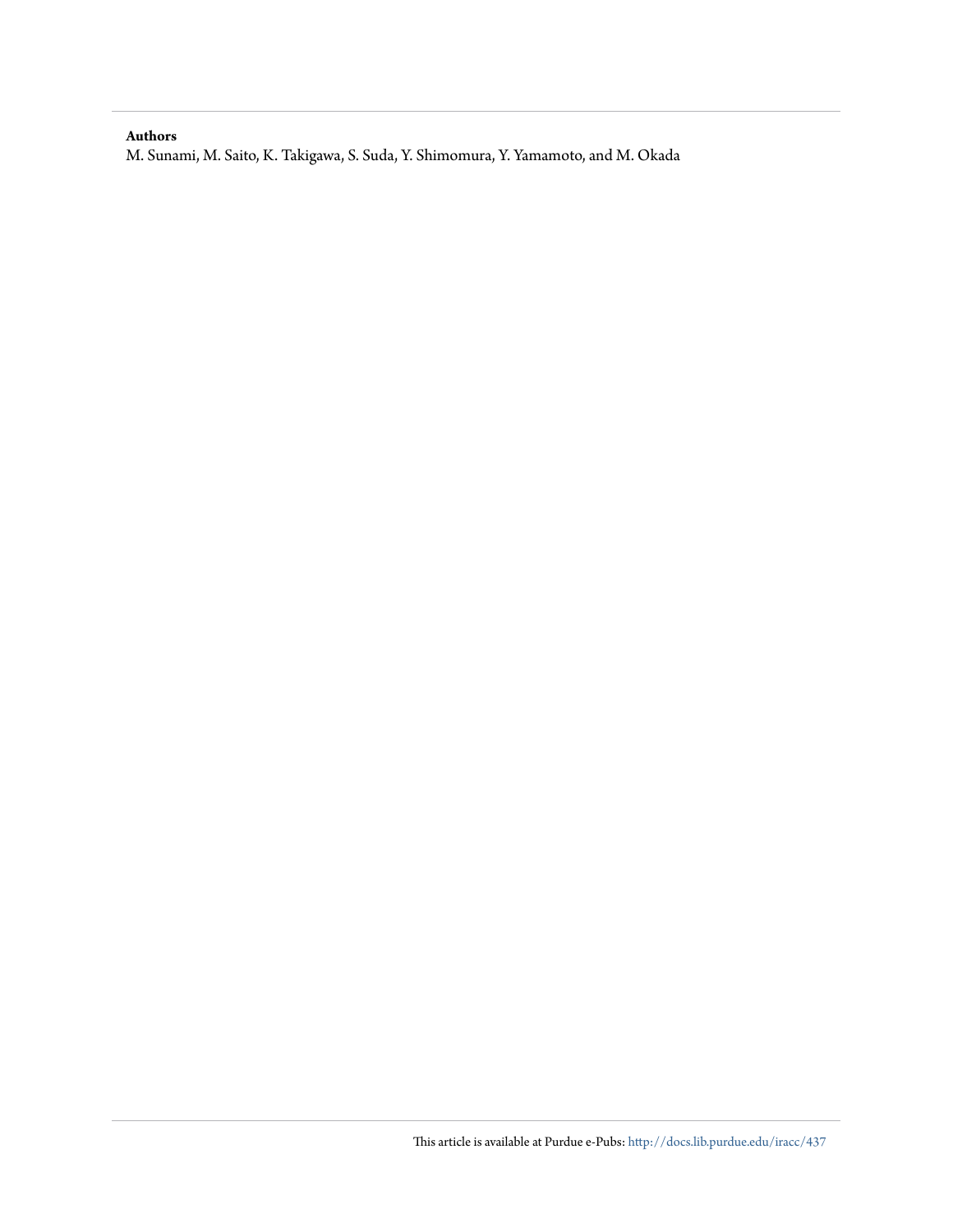**Authors**

M. Sunami, M. Saito, K. Takigawa, S. Suda, Y. Shimomura, Y. Yamamoto, and M. Okada

This article is available at Purdue e-Pubs: http://docs.lib.purdue.edu/iracc/437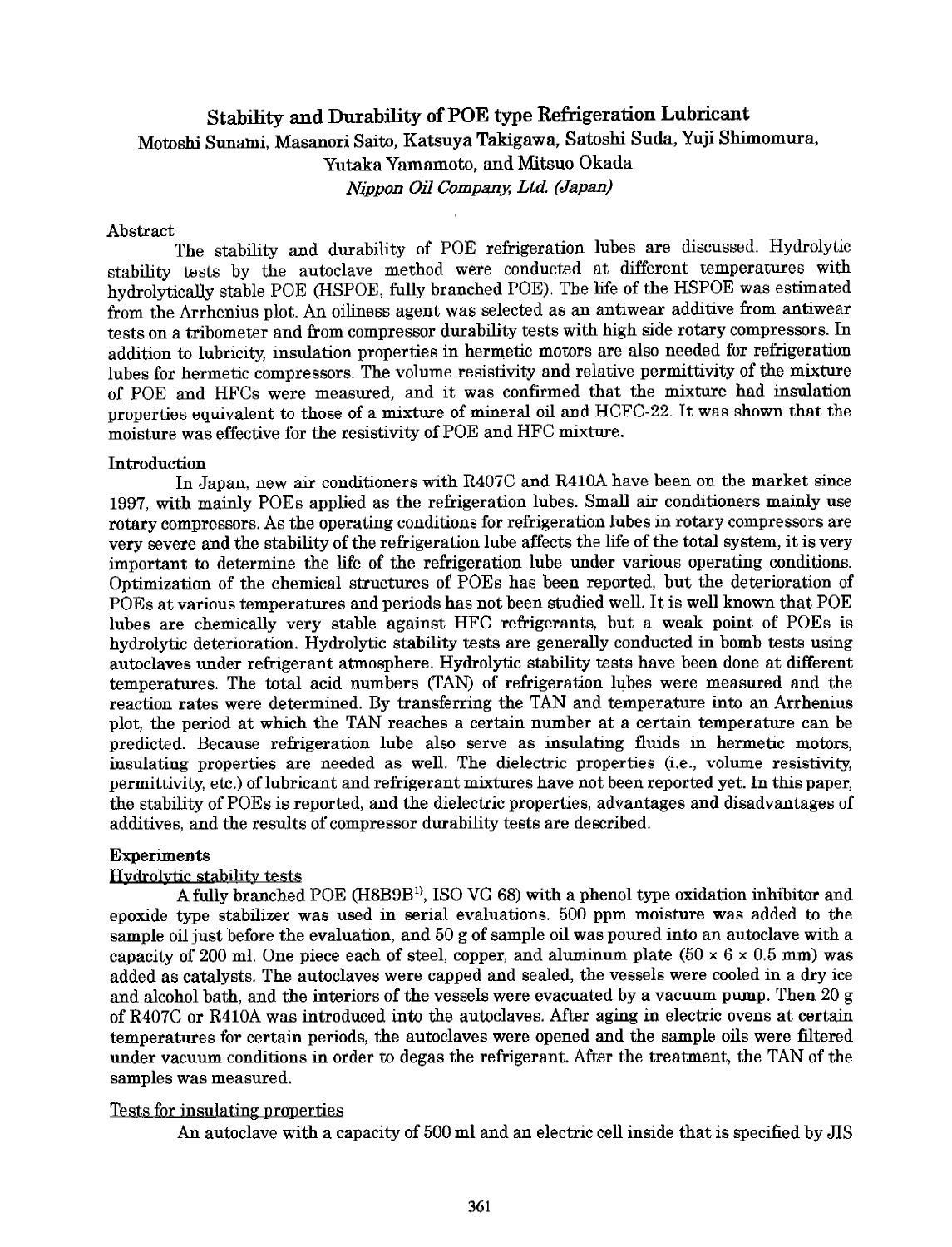# Stability and Durability of POE type Refrigeration Lubricant

Motoshi Sunami, Masanori Saito, Katsuya Takigawa, Satoshi Suda, Yuji Shimomura, Yutaka Yamamoto, and Mitsuo Okada

*Nippon Oil Company, Ltd. (Japan)*

## Abstract

The stability and durability of POE refrigeration lubes are discussed. Hydrolytic stability tests by the autoclave method were conducted at different temperatures with hydrolytically stable POE (HSPOE, fully branched POE). The life of the HSPOE was estimated from the Arrhenius plot. An oiliness agent was selected as an antiwear additive from antiwear tests on a tribometer and from compressor durability tests with high side rotary compressors. In addition to lubricity, insulation properties in hermetic motors are also needed for refrigeration lubes for hermetic compressors. The volume resistivity and relative permittivity of the mixture of POE and HFCs were measured, and it was confirmed that the mixture had insulation properties equivalent to those of a mixture of mineral oil and HCFC-22. It was shown that the moisture was effective for the resistivity of POE and HFC mixture.

## Introduction

In Japan, new air conditioners with R407C and R410A have been on the market since 1997, with mainly POEs applied as the refrigeration lubes. Small air conditioners mainly use rotary compressors. As the operating conditions for refrigeration lubes in rotary compressors are very severe and the stability of the refrigeration lube affects the life of the total system, it is very important to determine the life of the refrigeration lube under various operating conditions. Optimization of the chemical structures of POEs has been reported, but the deterioration of POEs at various temperatures and periods has not been studied well. It is well known that POE lubes are chemically very stable against HFC refrigerants, but a weak point of POEs is hydrolytic deterioration. Hydrolytic stability tests are generally conducted in bomb tests using autoclaves under refrigerant atmosphere. Hydrolytic stability tests have been done at different temperatures. The total acid numbers (TAN) of refrigeration lubes were measured and the reaction rates were determined. By transferring the TAN and temperature into an Arrhenius plot, the period at which the TAN reaches a certain number at a certain temperature can be predicted. Because refrigeration lube also serve as insulating fluids in hermetic motors, insulating properties are needed as well. The dielectric properties (i.e., volume resistivity, permittivity, etc.) of lubricant and refrigerant mixtures have not been reported yet. In this paper, the stability of POEs is reported, and the dielectric properties, advantages and disadvantages of additives, and the results of compressor durability tests are described.

## Experiments

### Hydrolytic stability tests

A fully branched POE (H8B9B[1], ISO VG 68) with a phenol type oxidation inhibitor and epoxide type stabilizer was used in serial evaluations. 500 ppm moisture was added to the sample oil just before the evaluation, and 50 g of sample oil was poured into an autoclave with a capacity of 200 ml. One piece each of steel, copper, and aluminum plate ($50 \times 6 \times 0.5$ mm) was added as catalysts. The autoclaves were capped and sealed, the vessels were cooled in a dry ice and alcohol bath, and the interiors of the vessels were evacuated by a vacuum pump. Then 20 g of R407C or R410A was introduced into the autoclaves. After aging in electric ovens at certain temperatures for certain periods, the autoclaves were opened and the sample oils were filtered under vacuum conditions in order to degas the refrigerant. After the treatment, the TAN of the samples was measured.

### Tests for insulating properties

An autoclave with a capacity of 500 ml and an electric cell inside that is specified by JIS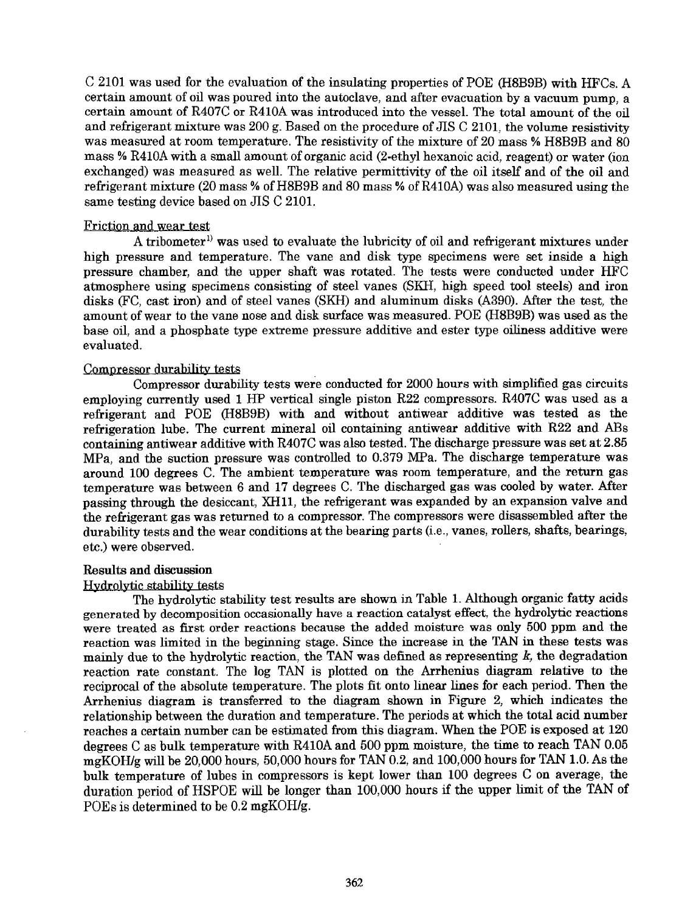C 2101 was used for the evaluation of the insulating properties of POE (H8B9B) with HFCs. A certain amount of oil was poured into the autoclave, and after evacuation by a vacuum pump, a certain amount of R407C or R410A was introduced into the vessel. The total amount of the oil and refrigerant mixture was 200 g. Based on the procedure of JIS C 2101, the volume resistivity was measured at room temperature. The resistivity of the mixture of 20 mass % H8B9B and 80 mass % R410A with a small amount of organic acid (2-ethyl hexanoic acid, reagent) or water (ion exchanged) was measured as well. The relative permittivity of the oil itself and of the oil and refrigerant mixture (20 mass % of H8B9B and 80 mass % of R410A) was also measured using the same testing device based on JIS C 2101.

### Friction and wear test

A tribometer[1] was used to evaluate the lubricity of oil and refrigerant mixtures under high pressure and temperature. The vane and disk type specimens were set inside a high pressure chamber, and the upper shaft was rotated. The tests were conducted under HFC atmosphere using specimens consisting of steel vanes (SKH, high speed tool steels) and iron disks (FC, cast iron) and of steel vanes (SKH) and aluminum disks (A390). After the test, the amount of wear to the vane nose and disk surface was measured. POE (H8B9B) was used as the base oil, and a phosphate type extreme pressure additive and ester type oiliness additive were evaluated.

### Compressor durability tests

Compressor durability tests were conducted for 2000 hours with simplified gas circuits employing currently used 1 HP vertical single piston R22 compressors. R407C was used as a refrigerant and POE (H8B9B) with and without antiwear additive was tested as the refrigeration lube. The current mineral oil containing antiwear additive with R22 and ABs containing antiwear additive with R407C was also tested. The discharge pressure was set at 2.85 MPa, and the suction pressure was controlled to 0.379 MPa. The discharge temperature was around 100 degrees C. The ambient temperature was room temperature, and the return gas temperature was between 6 and 17 degrees C. The discharged gas was cooled by water. After passing through the desiccant, XH11, the refrigerant was expanded by an expansion valve and the refrigerant gas was returned to a compressor. The compressors were disassembled after the durability tests and the wear conditions at the bearing parts (i.e., vanes, rollers, shafts, bearings, etc.) were observed.

## Results and discussion

### Hydrolytic stability tests

The hydrolytic stability test results are shown in Table 1. Although organic fatty acids generated by decomposition occasionally have a reaction catalyst effect, the hydrolytic reactions were treated as first order reactions because the added moisture was only 500 ppm and the reaction was limited in the beginning stage. Since the increase in the TAN in these tests was mainly due to the hydrolytic reaction, the TAN was defined as representing $k$, the degradation reaction rate constant. The log TAN is plotted on the Arrhenius diagram relative to the reciprocal of the absolute temperature. The plots fit onto linear lines for each period. Then the Arrhenius diagram is transferred to the diagram shown in Figure 2, which indicates the relationship between the duration and temperature. The periods at which the total acid number reaches a certain number can be estimated from this diagram. When the POE is exposed at 120 degrees C as bulk temperature with R410A and 500 ppm moisture, the time to reach TAN 0.05 mgKOH/g will be 20,000 hours, 50,000 hours for TAN 0.2, and 100,000 hours for TAN 1.0. As the bulk temperature of lubes in compressors is kept lower than 100 degrees C on average, the duration period of HSPOE will be longer than 100,000 hours if the upper limit of the TAN of POEs is determined to be 0.2 mgKOH/g.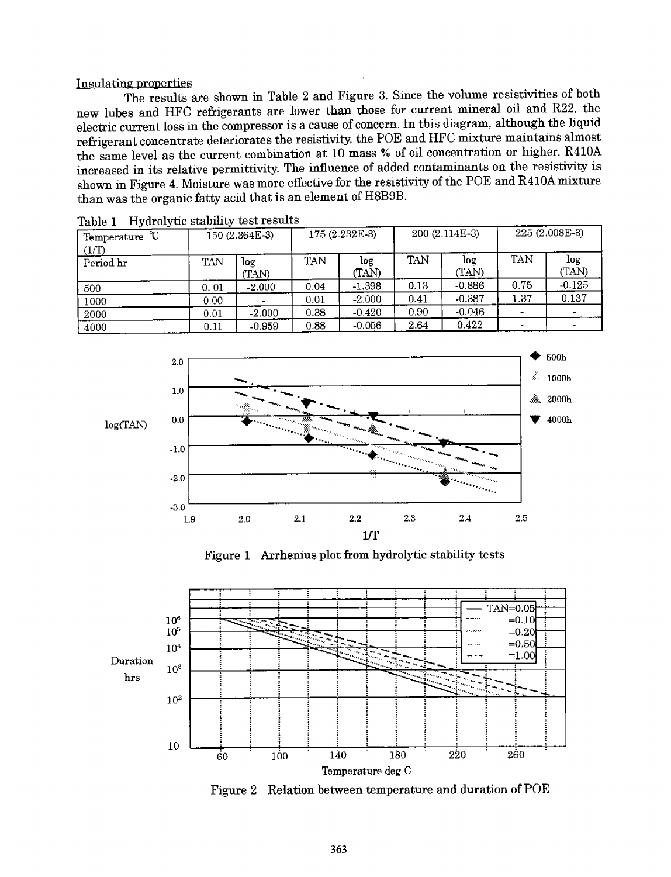Insulating properties

The results are shown in Table 2 and Figure 3. Since the volume resistivities of both new lubes and HFC refrigerants are lower than those for current mineral oil and R22, the electric current loss in the compressor is a cause of concern. In this diagram, although the liquid refrigerant concentrate deteriorates the resistivity, the POE and HFC mixture maintains almost the same level as the current combination at 10 mass % of oil concentration or higher. R410A increased in its relative permittivity. The influence of added contaminants on the resistivity is shown in Figure 4. Moisture was more effective for the resistivity of the POE and R410A mixture than was the organic fatty acid that is an element of H8B9B.

Table 1 Hydrolytic stability test results

| Temperature ℃ (1/T) | 150 (2.364E-3) | | 175 (2.232E-3) | | 200 (2.114E-3) | | 225 (2.008E-3) | |
|---|---|---|---|---|---|---|---|---|
| Period hr | TAN | log (TAN) | TAN | log (TAN) | TAN | log (TAN) | TAN | log (TAN) |
| 500 | 0. 01 | -2.000 | 0.04 | -1.398 | 0.13 | -0.886 | 0.75 | -0.125 |
| 1000 | 0.00 | - | 0.01 | -2.000 | 0.41 | -0.387 | 1.37 | 0.137 |
| 2000 | 0.01 | -2.000 | 0.38 | -0.420 | 0.90 | -0.046 | - | - |
| 4000 | 0.11 | -0.959 | 0.88 | -0.056 | 2.64 | 0.422 | - | - |

Figure 1 Arrhenius plot from hydrolytic stability tests

Figure 2 Relation between temperature and duration of POE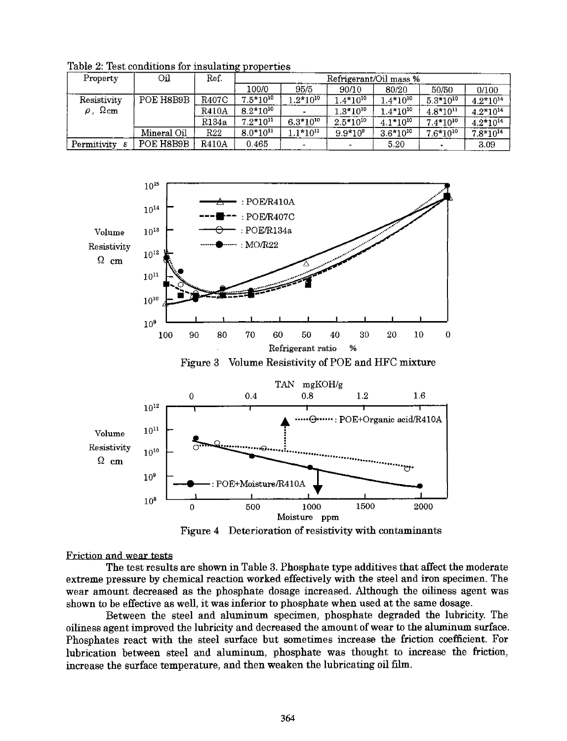Table 2: Test conditions for insulating properties

| Property | Oil | Ref. | Refrigerant/Oil mass % | | | | | |
|---|---|---|---|---|---|---|---|---|
| | | | 100/0 | 95/5 | 90/10 | 80/20 | 50/50 | 0/100 |
| Resistivity $\rho$, $\Omega$cm | POE H8B9B | R407C | $7.5*10^{10}$ | $1.2*10^{10}$ | $1.4*10^{10}$ | $1.4*10^{10}$ | $5.3*10^{10}$ | $4.2*10^{14}$ |
| | | R410A | $8.2*10^{10}$ | - | $1.3*10^{10}$ | $1.4*10^{10}$ | $4.8*10^{11}$ | $4.2*10^{14}$ |
| | | R134a | $7.2*10^{11}$ | $6.3*10^{10}$ | $2.5*10^{10}$ | $4.1*10^{10}$ | $7.4*10^{10}$ | $4.2*10^{14}$ |
| | Mineral Oil | R22 | $8.0*10^{11}$ | $1.1*10^{11}$ | $9.9*10^{9}$ | $3.6*10^{10}$ | $7.6*10^{10}$ | $7.8*10^{14}$ |
| Permitivity $\varepsilon$ | POE H8B9B | R410A | 0.465 | - | - | 5.20 | - | 3.09 |

Figure 3 Volume Resistivity of POE and HFC mixture

Figure 4 Deterioration of resistivity with contaminants

Friction and wear tests

The test results are shown in Table 3. Phosphate type additives that affect the moderate extreme pressure by chemical reaction worked effectively with the steel and iron specimen. The wear amount decreased as the phosphate dosage increased. Although the oiliness agent was shown to be effective as well, it was inferior to phosphate when used at the same dosage.

Between the steel and aluminum specimen, phosphate degraded the lubricity. The oiliness agent improved the lubricity and decreased the amount of wear to the aluminum surface. Phosphates react with the steel surface but sometimes increase the friction coefficient. For lubrication between steel and aluminum, phosphate was thought to increase the friction, increase the surface temperature, and then weaken the lubricating oil film.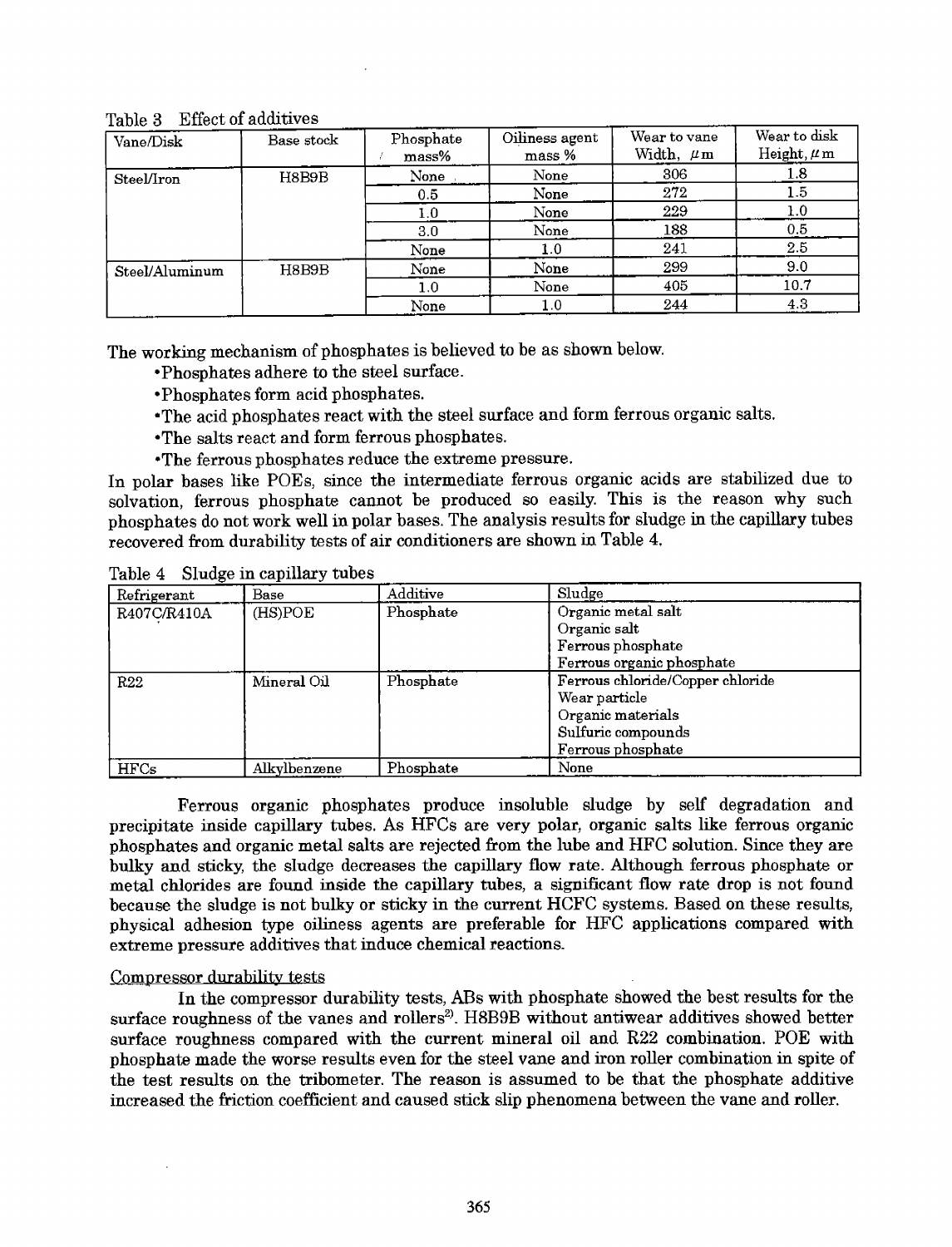Table 3 Effect of additives

| Vane/Disk | Base stock | Phosphate / mass% | Oiliness agent mass % | Wear to vane Width, μm | Wear to disk Height, μm |
|---|---|---|---|---|---|
| Steel/Iron | H8B9B | None | None | 306 | 1.8 |
| | | 0.5 | None | 272 | 1.5 |
| | | 1.0 | None | 229 | 1.0 |
| | | 3.0 | None | 188 | 0.5 |
| | | None | 1.0 | 241 | 2.5 |
| Steel/Aluminum | H8B9B | None | None | 299 | 9.0 |
| | | 1.0 | None | 405 | 10.7 |
| | | None | 1.0 | 244 | 4.3 |

The working mechanism of phosphates is believed to be as shown below.

- Phosphates adhere to the steel surface.
- Phosphates form acid phosphates.
- The acid phosphates react with the steel surface and form ferrous organic salts.
- The salts react and form ferrous phosphates.
- The ferrous phosphates reduce the extreme pressure.

In polar bases like POEs, since the intermediate ferrous organic acids are stabilized due to solvation, ferrous phosphate cannot be produced so easily. This is the reason why such phosphates do not work well in polar bases. The analysis results for sludge in the capillary tubes recovered from durability tests of air conditioners are shown in Table 4.

Table 4 Sludge in capillary tubes

| Refrigerant | Base | Additive | Sludge |
|---|---|---|---|
| R407C/R410A | (HS)POE | Phosphate | Organic metal salt<br>Organic salt<br>Ferrous phosphate<br>Ferrous organic phosphate |
| R22 | Mineral Oil | Phosphate | Ferrous chloride/Copper chloride<br>Wear particle<br>Organic materials<br>Sulfuric compounds<br>Ferrous phosphate |
| HFCs | Alkylbenzene | Phosphate | None |

Ferrous organic phosphates produce insoluble sludge by self degradation and precipitate inside capillary tubes. As HFCs are very polar, organic salts like ferrous organic phosphates and organic metal salts are rejected from the lube and HFC solution. Since they are bulky and sticky, the sludge decreases the capillary flow rate. Although ferrous phosphate or metal chlorides are found inside the capillary tubes, a significant flow rate drop is not found because the sludge is not bulky or sticky in the current HCFC systems. Based on these results, physical adhesion type oiliness agents are preferable for HFC applications compared with extreme pressure additives that induce chemical reactions.

Compressor durability tests

In the compressor durability tests, ABs with phosphate showed the best results for the surface roughness of the vanes and rollers[2]. H8B9B without antiwear additives showed better surface roughness compared with the current mineral oil and R22 combination. POE with phosphate made the worse results even for the steel vane and iron roller combination in spite of the test results on the tribometer. The reason is assumed to be that the phosphate additive increased the friction coefficient and caused stick slip phenomena between the vane and roller.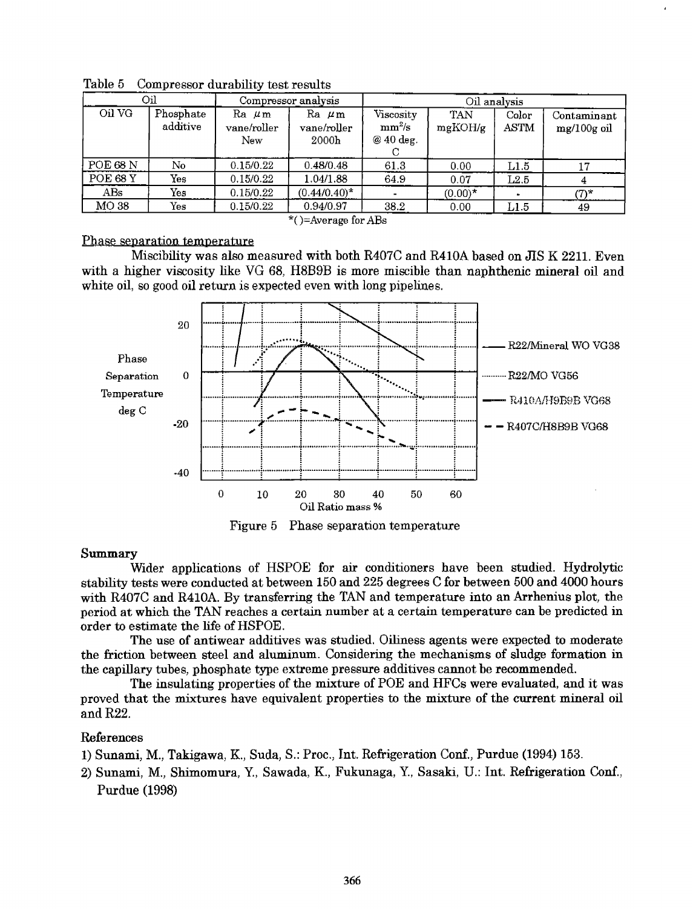Table 5 Compressor durability test results

| Oil | | Compressor analysis | | Oil analysis | | | |
|---|---|---|---|---|---|---|---|
| Oil VG | Phosphate additive | Ra μm vane/roller New | Ra μm vane/roller 2000h | Viscosity $mm^2/s$ @ 40 deg. C | TAN mgKOH/g | Color ASTM | Contaminant mg/100g oil |
| POE 68 N | No | 0.15/0.22 | 0.48/0.48 | 61.3 | 0.00 | L1.5 | 17 |
| POE 68 Y | Yes | 0.15/0.22 | 1.04/1.88 | 64.9 | 0.07 | L2.5 | 4 |
| ABs | Yes | 0.15/0.22 | (0.44/0.40)* | - | (0.00)* | - | (7)* |
| MO 38 | Yes | 0.15/0.22 | 0.94/0.97 | 38.2 | 0.00 | L1.5 | 49 |

*( )=Average for ABs

Phase separation temperature

Miscibility was also measured with both R407C and R410A based on JIS K 2211. Even with a higher viscosity like VG 68, H8B9B is more miscible than naphthenic mineral oil and white oil, so good oil return is expected even with long pipelines.

Phase Separation Temperature deg C

20
0
-20
-40

0 10 20 30 40 50 60

Oil Ratio mass %

R22/Mineral WO VG38

R22/MO VG56

R410A/H9B9B VG68

R407C/H8B9B VG68

Figure 5 Phase separation temperature

**Summary**

Wider applications of HSPOE for air conditioners have been studied. Hydrolytic stability tests were conducted at between 150 and 225 degrees C for between 500 and 4000 hours with R407C and R410A. By transferring the TAN and temperature into an Arrhenius plot, the period at which the TAN reaches a certain number at a certain temperature can be predicted in order to estimate the life of HSPOE.

The use of antiwear additives was studied. Oiliness agents were expected to moderate the friction between steel and aluminum. Considering the mechanisms of sludge formation in the capillary tubes, phosphate type extreme pressure additives cannot be recommended.

The insulating properties of the mixture of POE and HFCs were evaluated, and it was proved that the mixtures have equivalent properties to the mixture of the current mineral oil and R22.

References

1) Sunami, M., Takigawa, K., Suda, S.: Proc., Int. Refrigeration Conf., Purdue (1994) 153.

2) Sunami, M., Shimomura, Y., Sawada, K., Fukunaga, Y., Sasaki, U.: Int. Refrigeration Conf., Purdue (1998)